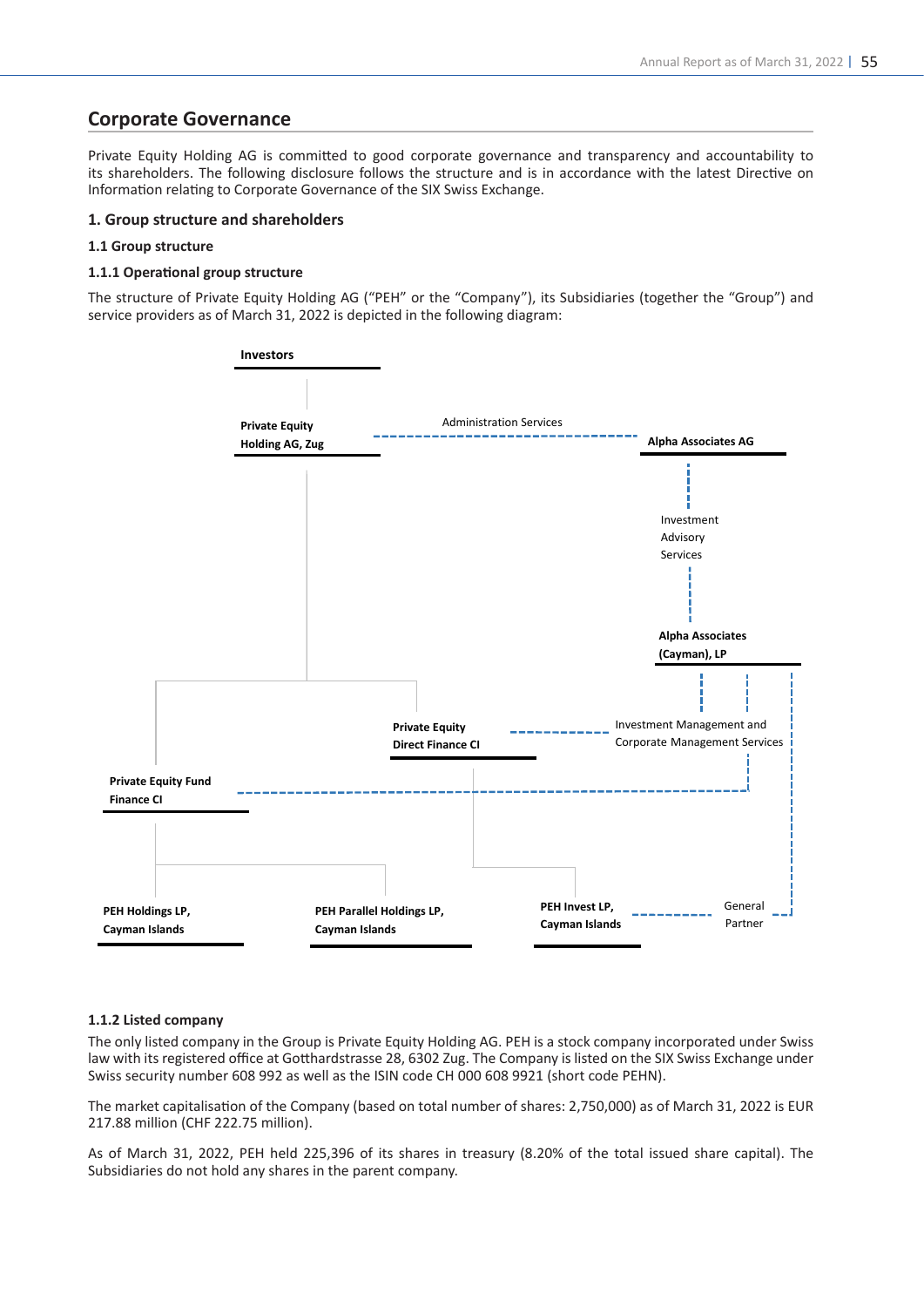## Corporate Governance

Private Equity Holding AG is committed to good corporate governance and transparency and accountability to its shareholders. The following disclosure follows the structure and is in accordance with the latest Directive on Information relating to Corporate Governance of the SIX Swiss Exchange.

### 1. Group structure and shareholders

#### 1.1 Group structure

#### 1.1.1 Operational group structure

The structure of Private Equity Holding AG ("PEH" or the "Company"), its Subsidiaries (together the "Group") and service providers as of March 31, 2022 is depicted in the following diagram:

**Investors**

**Private Equity Holding AG, Zug**

Administration Services

**Alpha Associates AG**

Investment Advisory Services

**Alpha Associates (Cayman), LP**

**Private Equity Direct Finance CI**

Investment Management and Corporate Management Services

**Private Equity Fund Finance CI**

**PEH Holdings LP, Cayman Islands**

**PEH Parallel Holdings LP, Cayman Islands**

**PEH Invest LP, Cayman Islands**

General Partner

#### 1.1.2 Listed company

The only listed company in the Group is Private Equity Holding AG. PEH is a stock company incorporated under Swiss law with its registered office at Gotthardstrasse 28, 6302 Zug. The Company is listed on the SIX Swiss Exchange under Swiss security number 608 992 as well as the ISIN code CH 000 608 9921 (short code PEHN).

The market capitalisation of the Company (based on total number of shares: 2,750,000) as of March 31, 2022 is EUR 217.88 million (CHF 222.75 million).

As of March 31, 2022, PEH held 225,396 of its shares in treasury (8.20% of the total issued share capital). The Subsidiaries do not hold any shares in the parent company.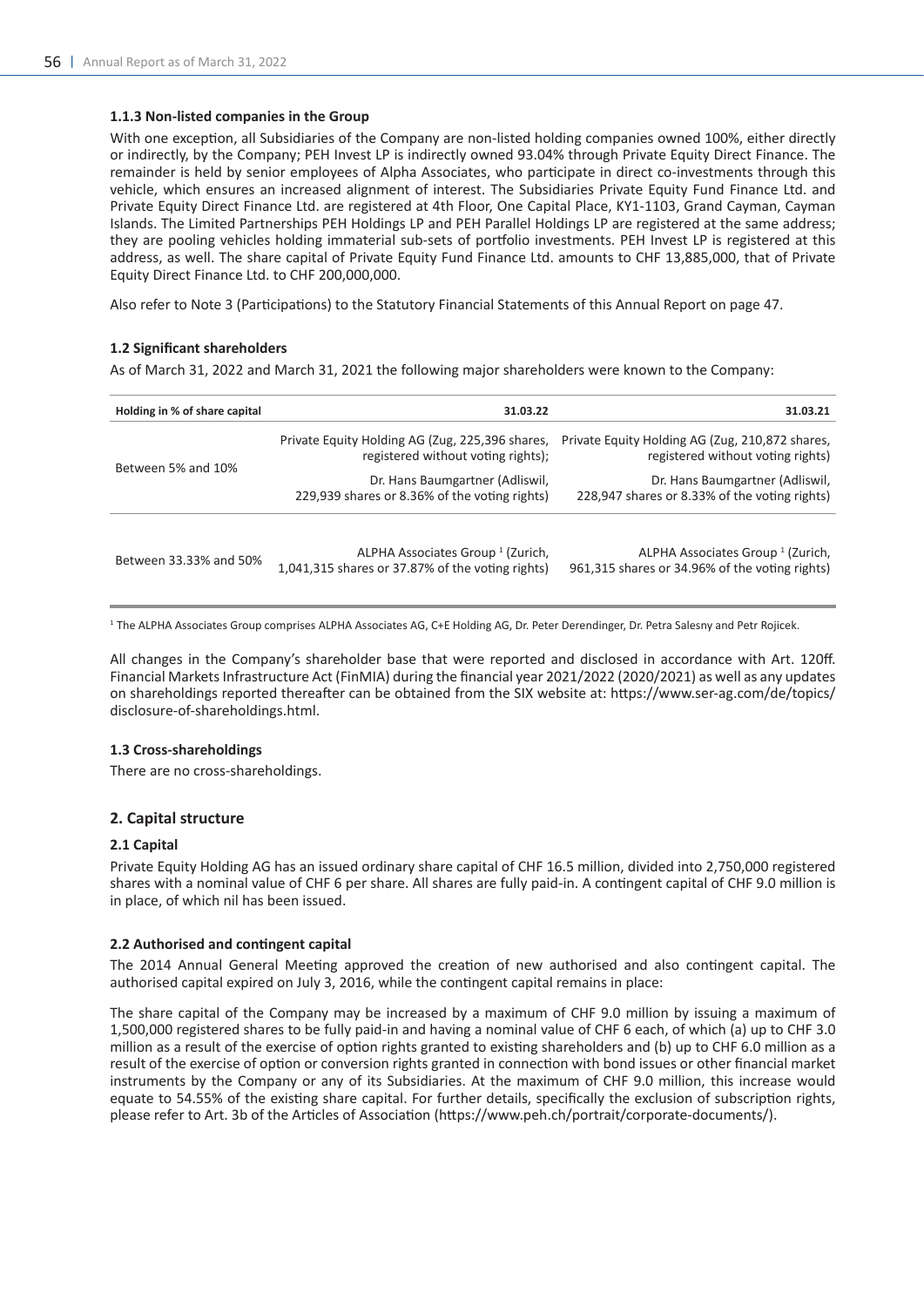#### 1.1.3 Non-listed companies in the Group

With one exception, all Subsidiaries of the Company are non-listed holding companies owned 100%, either directly or indirectly, by the Company; PEH Invest LP is indirectly owned 93.04% through Private Equity Direct Finance. The remainder is held by senior employees of Alpha Associates, who participate in direct co-investments through this vehicle, which ensures an increased alignment of interest. The Subsidiaries Private Equity Fund Finance Ltd. and Private Equity Direct Finance Ltd. are registered at 4th Floor, One Capital Place, KY1-1103, Grand Cayman, Cayman Islands. The Limited Partnerships PEH Holdings LP and PEH Parallel Holdings LP are registered at the same address; they are pooling vehicles holding immaterial sub-sets of portfolio investments. PEH Invest LP is registered at this address, as well. The share capital of Private Equity Fund Finance Ltd. amounts to CHF 13,885,000, that of Private Equity Direct Finance Ltd. to CHF 200,000,000.

Also refer to Note 3 (Participations) to the Statutory Financial Statements of this Annual Report on page 47.

### 1.2 Significant shareholders

As of March 31, 2022 and March 31, 2021 the following major shareholders were known to the Company:

| Holding in % of share capital | 31.03.22 | 31.03.21 |
|---|---|---|
| Between 5% and 10% | Private Equity Holding AG (Zug, 225,396 shares, registered without voting rights); Dr. Hans Baumgartner (Adliswil, 229,939 shares or 8.36% of the voting rights) | Private Equity Holding AG (Zug, 210,872 shares, registered without voting rights) Dr. Hans Baumgartner (Adliswil, 228,947 shares or 8.33% of the voting rights) |
| Between 33.33% and 50% | ALPHA Associates Group [1] (Zurich, 1,041,315 shares or 37.87% of the voting rights) | ALPHA Associates Group [1] (Zurich, 961,315 shares or 34.96% of the voting rights) |

[1] The ALPHA Associates Group comprises ALPHA Associates AG, C+E Holding AG, Dr. Peter Derendinger, Dr. Petra Salesny and Petr Rojicek.

All changes in the Company's shareholder base that were reported and disclosed in accordance with Art. 120ff. Financial Markets Infrastructure Act (FinMIA) during the financial year 2021/2022 (2020/2021) as well as any updates on shareholdings reported thereafter can be obtained from the SIX website at: https://www.ser-ag.com/de/topics/disclosure-of-shareholdings.html.

### 1.3 Cross-shareholdings

There are no cross-shareholdings.

## 2. Capital structure

### 2.1 Capital

Private Equity Holding AG has an issued ordinary share capital of CHF 16.5 million, divided into 2,750,000 registered shares with a nominal value of CHF 6 per share. All shares are fully paid-in. A contingent capital of CHF 9.0 million is in place, of which nil has been issued.

### 2.2 Authorised and contingent capital

The 2014 Annual General Meeting approved the creation of new authorised and also contingent capital. The authorised capital expired on July 3, 2016, while the contingent capital remains in place:

The share capital of the Company may be increased by a maximum of CHF 9.0 million by issuing a maximum of 1,500,000 registered shares to be fully paid-in and having a nominal value of CHF 6 each, of which (a) up to CHF 3.0 million as a result of the exercise of option rights granted to existing shareholders and (b) up to CHF 6.0 million as a result of the exercise of option or conversion rights granted in connection with bond issues or other financial market instruments by the Company or any of its Subsidiaries. At the maximum of CHF 9.0 million, this increase would equate to 54.55% of the existing share capital. For further details, specifically the exclusion of subscription rights, please refer to Art. 3b of the Articles of Association (https://www.peh.ch/portrait/corporate-documents/).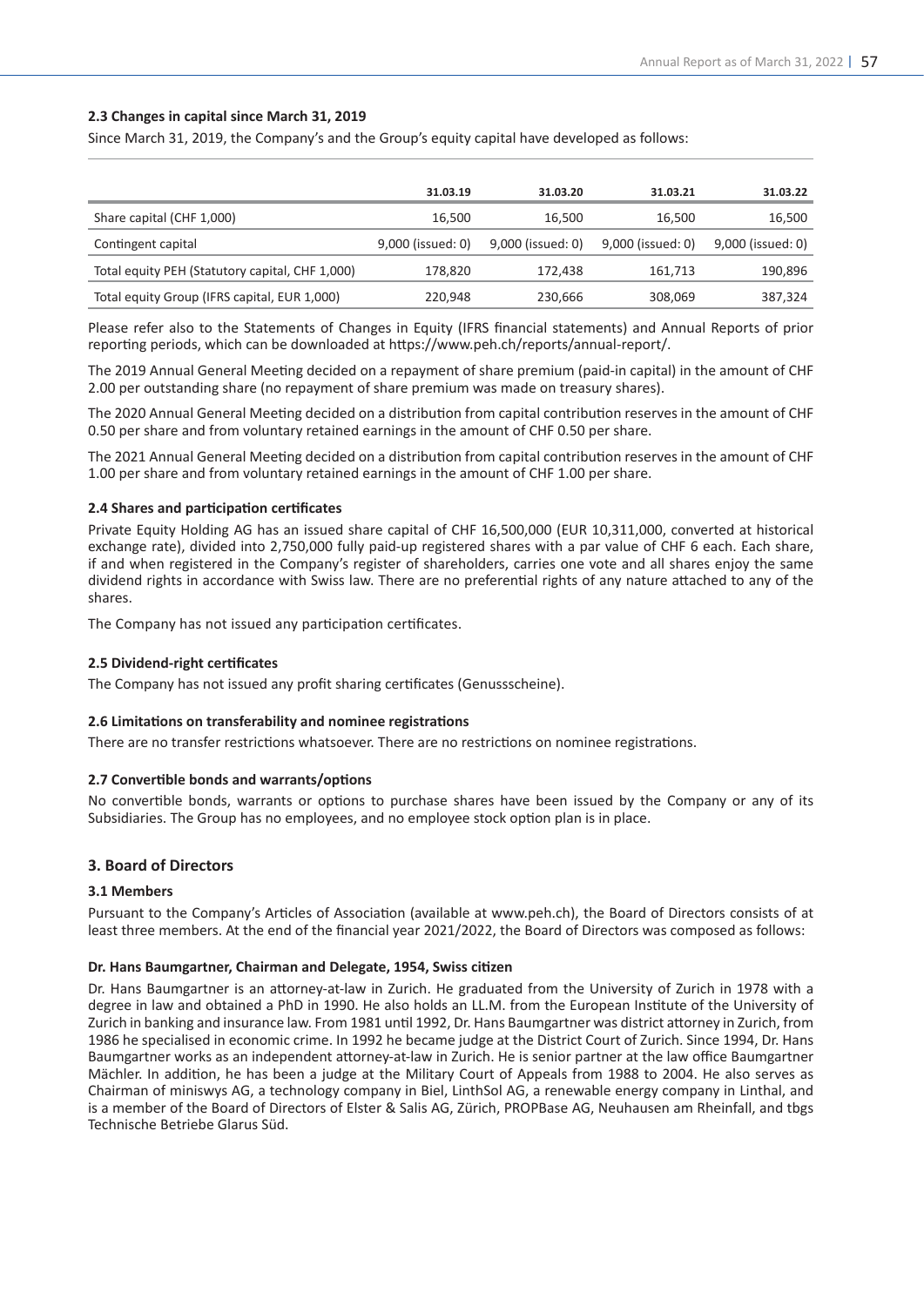### 2.3 Changes in capital since March 31, 2019

Since March 31, 2019, the Company's and the Group's equity capital have developed as follows:

| | 31.03.19 | 31.03.20 | 31.03.21 | 31.03.22 |
|---|---|---|---|---|
| Share capital (CHF 1,000) | 16,500 | 16,500 | 16,500 | 16,500 |
| Contingent capital | 9,000 (issued: 0) | 9,000 (issued: 0) | 9,000 (issued: 0) | 9,000 (issued: 0) |
| Total equity PEH (Statutory capital, CHF 1,000) | 178,820 | 172,438 | 161,713 | 190,896 |
| Total equity Group (IFRS capital, EUR 1,000) | 220,948 | 230,666 | 308,069 | 387,324 |

Please refer also to the Statements of Changes in Equity (IFRS financial statements) and Annual Reports of prior reporting periods, which can be downloaded at https://www.peh.ch/reports/annual-report/.

The 2019 Annual General Meeting decided on a repayment of share premium (paid-in capital) in the amount of CHF 2.00 per outstanding share (no repayment of share premium was made on treasury shares).

The 2020 Annual General Meeting decided on a distribution from capital contribution reserves in the amount of CHF 0.50 per share and from voluntary retained earnings in the amount of CHF 0.50 per share.

The 2021 Annual General Meeting decided on a distribution from capital contribution reserves in the amount of CHF 1.00 per share and from voluntary retained earnings in the amount of CHF 1.00 per share.

### 2.4 Shares and participation certificates

Private Equity Holding AG has an issued share capital of CHF 16,500,000 (EUR 10,311,000, converted at historical exchange rate), divided into 2,750,000 fully paid-up registered shares with a par value of CHF 6 each. Each share, if and when registered in the Company's register of shareholders, carries one vote and all shares enjoy the same dividend rights in accordance with Swiss law. There are no preferential rights of any nature attached to any of the shares.

The Company has not issued any participation certificates.

### 2.5 Dividend-right certificates

The Company has not issued any profit sharing certificates (Genussscheine).

### 2.6 Limitations on transferability and nominee registrations

There are no transfer restrictions whatsoever. There are no restrictions on nominee registrations.

### 2.7 Convertible bonds and warrants/options

No convertible bonds, warrants or options to purchase shares have been issued by the Company or any of its Subsidiaries. The Group has no employees, and no employee stock option plan is in place.

## 3. Board of Directors

### 3.1 Members

Pursuant to the Company's Articles of Association (available at www.peh.ch), the Board of Directors consists of at least three members. At the end of the financial year 2021/2022, the Board of Directors was composed as follows:

**Dr. Hans Baumgartner, Chairman and Delegate, 1954, Swiss citizen**

Dr. Hans Baumgartner is an attorney-at-law in Zurich. He graduated from the University of Zurich in 1978 with a degree in law and obtained a PhD in 1990. He also holds an LL.M. from the European Institute of the University of Zurich in banking and insurance law. From 1981 until 1992, Dr. Hans Baumgartner was district attorney in Zurich, from 1986 he specialised in economic crime. In 1992 he became judge at the District Court of Zurich. Since 1994, Dr. Hans Baumgartner works as an independent attorney-at-law in Zurich. He is senior partner at the law office Baumgartner Mächler. In addition, he has been a judge at the Military Court of Appeals from 1988 to 2004. He also serves as Chairman of miniswys AG, a technology company in Biel, LinthSol AG, a renewable energy company in Linthal, and is a member of the Board of Directors of Elster & Salis AG, Zürich, PROPBase AG, Neuhausen am Rheinfall, and tbgs Technische Betriebe Glarus Süd.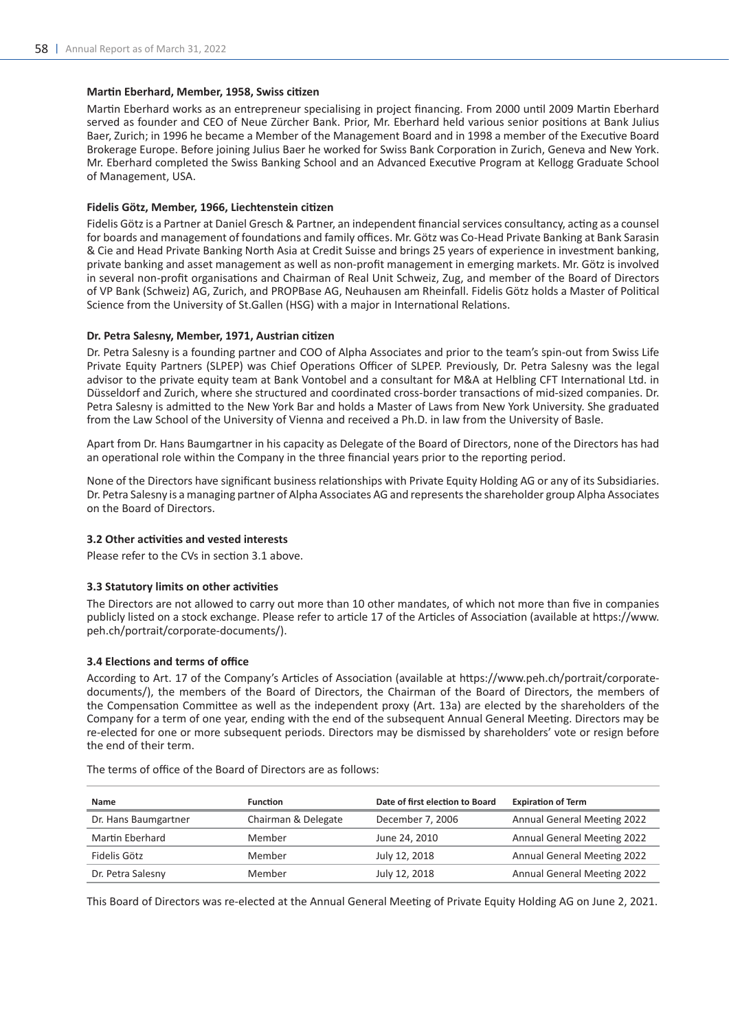**Martin Eberhard, Member, 1958, Swiss citizen**

Martin Eberhard works as an entrepreneur specialising in project financing. From 2000 until 2009 Martin Eberhard served as founder and CEO of Neue Zürcher Bank. Prior, Mr. Eberhard held various senior positions at Bank Julius Baer, Zurich; in 1996 he became a Member of the Management Board and in 1998 a member of the Executive Board Brokerage Europe. Before joining Julius Baer he worked for Swiss Bank Corporation in Zurich, Geneva and New York. Mr. Eberhard completed the Swiss Banking School and an Advanced Executive Program at Kellogg Graduate School of Management, USA.

**Fidelis Götz, Member, 1966, Liechtenstein citizen**

Fidelis Götz is a Partner at Daniel Gresch & Partner, an independent financial services consultancy, acting as a counsel for boards and management of foundations and family offices. Mr. Götz was Co-Head Private Banking at Bank Sarasin & Cie and Head Private Banking North Asia at Credit Suisse and brings 25 years of experience in investment banking, private banking and asset management as well as non-profit management in emerging markets. Mr. Götz is involved in several non-profit organisations and Chairman of Real Unit Schweiz, Zug, and member of the Board of Directors of VP Bank (Schweiz) AG, Zurich, and PROPBase AG, Neuhausen am Rheinfall. Fidelis Götz holds a Master of Political Science from the University of St.Gallen (HSG) with a major in International Relations.

**Dr. Petra Salesny, Member, 1971, Austrian citizen**

Dr. Petra Salesny is a founding partner and COO of Alpha Associates and prior to the team's spin-out from Swiss Life Private Equity Partners (SLPEP) was Chief Operations Officer of SLPEP. Previously, Dr. Petra Salesny was the legal advisor to the private equity team at Bank Vontobel and a consultant for M&A at Helbling CFT International Ltd. in Düsseldorf and Zurich, where she structured and coordinated cross-border transactions of mid-sized companies. Dr. Petra Salesny is admitted to the New York Bar and holds a Master of Laws from New York University. She graduated from the Law School of the University of Vienna and received a Ph.D. in law from the University of Basle.

Apart from Dr. Hans Baumgartner in his capacity as Delegate of the Board of Directors, none of the Directors has had an operational role within the Company in the three financial years prior to the reporting period.

None of the Directors have significant business relationships with Private Equity Holding AG or any of its Subsidiaries. Dr. Petra Salesny is a managing partner of Alpha Associates AG and represents the shareholder group Alpha Associates on the Board of Directors.

**3.2 Other activities and vested interests**

Please refer to the CVs in section 3.1 above.

**3.3 Statutory limits on other activities**

The Directors are not allowed to carry out more than 10 other mandates, of which not more than five in companies publicly listed on a stock exchange. Please refer to article 17 of the Articles of Association (available at https://www.peh.ch/portrait/corporate-documents/).

**3.4 Elections and terms of office**

According to Art. 17 of the Company's Articles of Association (available at https://www.peh.ch/portrait/corporate-documents/), the members of the Board of Directors, the Chairman of the Board of Directors, the members of the Compensation Committee as well as the independent proxy (Art. 13a) are elected by the shareholders of the Company for a term of one year, ending with the end of the subsequent Annual General Meeting. Directors may be re-elected for one or more subsequent periods. Directors may be dismissed by shareholders' vote or resign before the end of their term.

The terms of office of the Board of Directors are as follows:

| Name | Function | Date of first election to Board | Expiration of Term |
|---|---|---|---|
| Dr. Hans Baumgartner | Chairman & Delegate | December 7, 2006 | Annual General Meeting 2022 |
| Martin Eberhard | Member | June 24, 2010 | Annual General Meeting 2022 |
| Fidelis Götz | Member | July 12, 2018 | Annual General Meeting 2022 |
| Dr. Petra Salesny | Member | July 12, 2018 | Annual General Meeting 2022 |

This Board of Directors was re-elected at the Annual General Meeting of Private Equity Holding AG on June 2, 2021.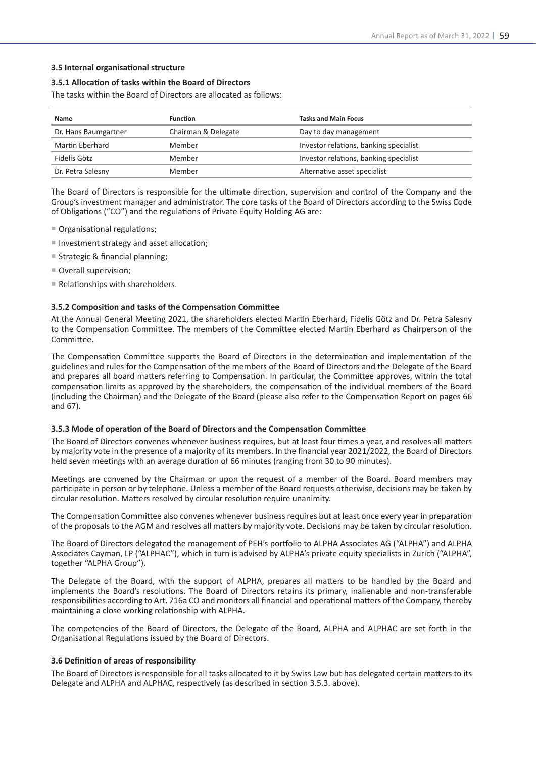### 3.5 Internal organisational structure

#### 3.5.1 Allocation of tasks within the Board of Directors

The tasks within the Board of Directors are allocated as follows:

| Name | Function | Tasks and Main Focus |
|---|---|---|
| Dr. Hans Baumgartner | Chairman & Delegate | Day to day management |
| Martin Eberhard | Member | Investor relations, banking specialist |
| Fidelis Götz | Member | Investor relations, banking specialist |
| Dr. Petra Salesny | Member | Alternative asset specialist |

The Board of Directors is responsible for the ultimate direction, supervision and control of the Company and the Group's investment manager and administrator. The core tasks of the Board of Directors according to the Swiss Code of Obligations ("CO") and the regulations of Private Equity Holding AG are:

- Organisational regulations;
- Investment strategy and asset allocation;
- Strategic & financial planning;
- Overall supervision;
- Relationships with shareholders.

#### 3.5.2 Composition and tasks of the Compensation Committee

At the Annual General Meeting 2021, the shareholders elected Martin Eberhard, Fidelis Götz and Dr. Petra Salesny to the Compensation Committee. The members of the Committee elected Martin Eberhard as Chairperson of the Committee.

The Compensation Committee supports the Board of Directors in the determination and implementation of the guidelines and rules for the Compensation of the members of the Board of Directors and the Delegate of the Board and prepares all board matters referring to Compensation. In particular, the Committee approves, within the total compensation limits as approved by the shareholders, the compensation of the individual members of the Board (including the Chairman) and the Delegate of the Board (please also refer to the Compensation Report on pages 66 and 67).

#### 3.5.3 Mode of operation of the Board of Directors and the Compensation Committee

The Board of Directors convenes whenever business requires, but at least four times a year, and resolves all matters by majority vote in the presence of a majority of its members. In the financial year 2021/2022, the Board of Directors held seven meetings with an average duration of 66 minutes (ranging from 30 to 90 minutes).

Meetings are convened by the Chairman or upon the request of a member of the Board. Board members may participate in person or by telephone. Unless a member of the Board requests otherwise, decisions may be taken by circular resolution. Matters resolved by circular resolution require unanimity.

The Compensation Committee also convenes whenever business requires but at least once every year in preparation of the proposals to the AGM and resolves all matters by majority vote. Decisions may be taken by circular resolution.

The Board of Directors delegated the management of PEH's portfolio to ALPHA Associates AG ("ALPHA") and ALPHA Associates Cayman, LP ("ALPHAC"), which in turn is advised by ALPHA's private equity specialists in Zurich ("ALPHA", together "ALPHA Group").

The Delegate of the Board, with the support of ALPHA, prepares all matters to be handled by the Board and implements the Board's resolutions. The Board of Directors retains its primary, inalienable and non-transferable responsibilities according to Art. 716a CO and monitors all financial and operational matters of the Company, thereby maintaining a close working relationship with ALPHA.

The competencies of the Board of Directors, the Delegate of the Board, ALPHA and ALPHAC are set forth in the Organisational Regulations issued by the Board of Directors.

### 3.6 Definition of areas of responsibility

The Board of Directors is responsible for all tasks allocated to it by Swiss Law but has delegated certain matters to its Delegate and ALPHA and ALPHAC, respectively (as described in section 3.5.3. above).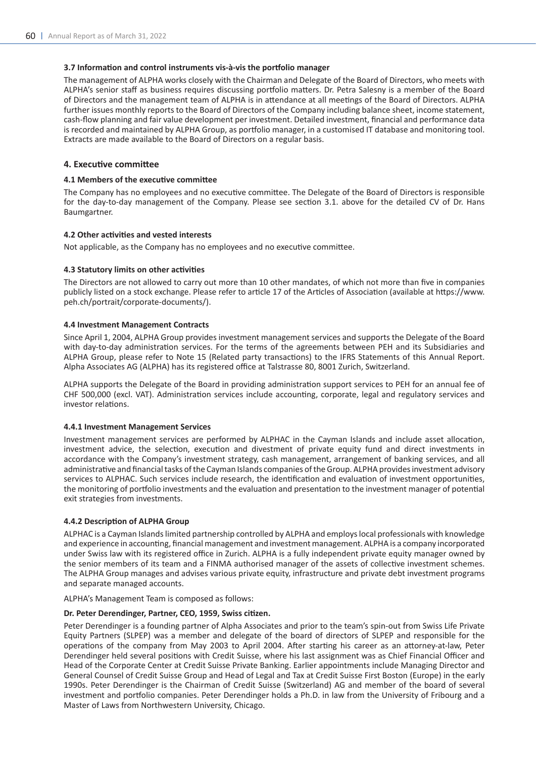### 3.7 Information and control instruments vis-à-vis the portfolio manager

The management of ALPHA works closely with the Chairman and Delegate of the Board of Directors, who meets with ALPHA's senior staff as business requires discussing portfolio matters. Dr. Petra Salesny is a member of the Board of Directors and the management team of ALPHA is in attendance at all meetings of the Board of Directors. ALPHA further issues monthly reports to the Board of Directors of the Company including balance sheet, income statement, cash-flow planning and fair value development per investment. Detailed investment, financial and performance data is recorded and maintained by ALPHA Group, as portfolio manager, in a customised IT database and monitoring tool. Extracts are made available to the Board of Directors on a regular basis.

## 4. Executive committee

### 4.1 Members of the executive committee

The Company has no employees and no executive committee. The Delegate of the Board of Directors is responsible for the day-to-day management of the Company. Please see section 3.1. above for the detailed CV of Dr. Hans Baumgartner.

### 4.2 Other activities and vested interests

Not applicable, as the Company has no employees and no executive committee.

### 4.3 Statutory limits on other activities

The Directors are not allowed to carry out more than 10 other mandates, of which not more than five in companies publicly listed on a stock exchange. Please refer to article 17 of the Articles of Association (available at https://www.peh.ch/portrait/corporate-documents/).

### 4.4 Investment Management Contracts

Since April 1, 2004, ALPHA Group provides investment management services and supports the Delegate of the Board with day-to-day administration services. For the terms of the agreements between PEH and its Subsidiaries and ALPHA Group, please refer to Note 15 (Related party transactions) to the IFRS Statements of this Annual Report. Alpha Associates AG (ALPHA) has its registered office at Talstrasse 80, 8001 Zurich, Switzerland.

ALPHA supports the Delegate of the Board in providing administration support services to PEH for an annual fee of CHF 500,000 (excl. VAT). Administration services include accounting, corporate, legal and regulatory services and investor relations.

#### 4.4.1 Investment Management Services

Investment management services are performed by ALPHAC in the Cayman Islands and include asset allocation, investment advice, the selection, execution and divestment of private equity fund and direct investments in accordance with the Company's investment strategy, cash management, arrangement of banking services, and all administrative and financial tasks of the Cayman Islands companies of the Group. ALPHA provides investment advisory services to ALPHAC. Such services include research, the identification and evaluation of investment opportunities, the monitoring of portfolio investments and the evaluation and presentation to the investment manager of potential exit strategies from investments.

#### 4.4.2 Description of ALPHA Group

ALPHAC is a Cayman Islands limited partnership controlled by ALPHA and employs local professionals with knowledge and experience in accounting, financial management and investment management. ALPHA is a company incorporated under Swiss law with its registered office in Zurich. ALPHA is a fully independent private equity manager owned by the senior members of its team and a FINMA authorised manager of the assets of collective investment schemes. The ALPHA Group manages and advises various private equity, infrastructure and private debt investment programs and separate managed accounts.

ALPHA's Management Team is composed as follows:

**Dr. Peter Derendinger, Partner, CEO, 1959, Swiss citizen.**

Peter Derendinger is a founding partner of Alpha Associates and prior to the team's spin-out from Swiss Life Private Equity Partners (SLPEP) was a member and delegate of the board of directors of SLPEP and responsible for the operations of the company from May 2003 to April 2004. After starting his career as an attorney-at-law, Peter Derendinger held several positions with Credit Suisse, where his last assignment was as Chief Financial Officer and Head of the Corporate Center at Credit Suisse Private Banking. Earlier appointments include Managing Director and General Counsel of Credit Suisse Group and Head of Legal and Tax at Credit Suisse First Boston (Europe) in the early 1990s. Peter Derendinger is the Chairman of Credit Suisse (Switzerland) AG and member of the board of several investment and portfolio companies. Peter Derendinger holds a Ph.D. in law from the University of Fribourg and a Master of Laws from Northwestern University, Chicago.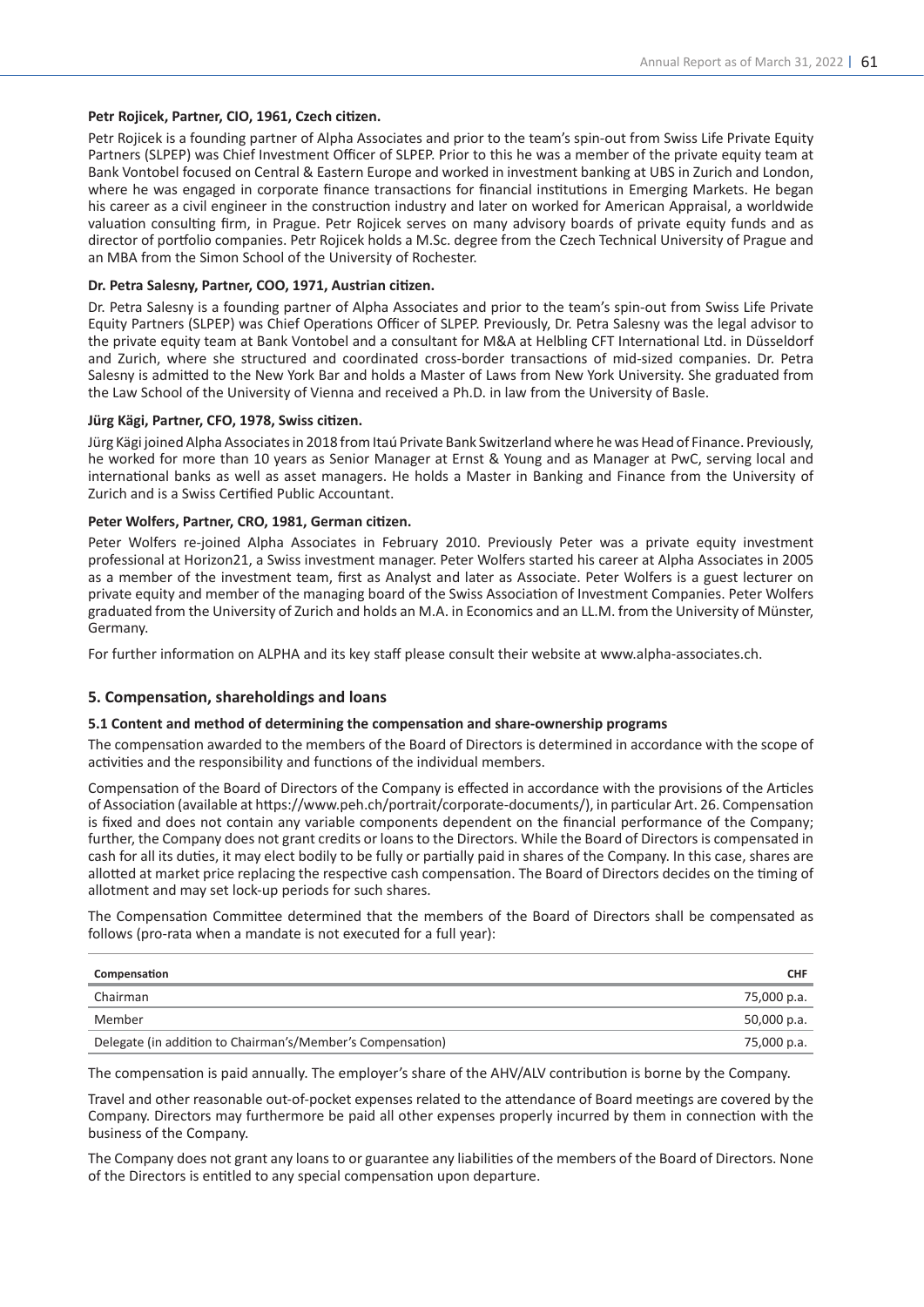**Petr Rojicek, Partner, CIO, 1961, Czech citizen.**

Petr Rojicek is a founding partner of Alpha Associates and prior to the team's spin-out from Swiss Life Private Equity Partners (SLPEP) was Chief Investment Officer of SLPEP. Prior to this he was a member of the private equity team at Bank Vontobel focused on Central & Eastern Europe and worked in investment banking at UBS in Zurich and London, where he was engaged in corporate finance transactions for financial institutions in Emerging Markets. He began his career as a civil engineer in the construction industry and later on worked for American Appraisal, a worldwide valuation consulting firm, in Prague. Petr Rojicek serves on many advisory boards of private equity funds and as director of portfolio companies. Petr Rojicek holds a M.Sc. degree from the Czech Technical University of Prague and an MBA from the Simon School of the University of Rochester.

**Dr. Petra Salesny, Partner, COO, 1971, Austrian citizen.**

Dr. Petra Salesny is a founding partner of Alpha Associates and prior to the team's spin-out from Swiss Life Private Equity Partners (SLPEP) was Chief Operations Officer of SLPEP. Previously, Dr. Petra Salesny was the legal advisor to the private equity team at Bank Vontobel and a consultant for M&A at Helbling CFT International Ltd. in Düsseldorf and Zurich, where she structured and coordinated cross-border transactions of mid-sized companies. Dr. Petra Salesny is admitted to the New York Bar and holds a Master of Laws from New York University. She graduated from the Law School of the University of Vienna and received a Ph.D. in law from the University of Basle.

**Jürg Kägi, Partner, CFO, 1978, Swiss citizen.**

Jürg Kägi joined Alpha Associates in 2018 from Itaú Private Bank Switzerland where he was Head of Finance. Previously, he worked for more than 10 years as Senior Manager at Ernst & Young and as Manager at PwC, serving local and international banks as well as asset managers. He holds a Master in Banking and Finance from the University of Zurich and is a Swiss Certified Public Accountant.

**Peter Wolfers, Partner, CRO, 1981, German citizen.**

Peter Wolfers re-joined Alpha Associates in February 2010. Previously Peter was a private equity investment professional at Horizon21, a Swiss investment manager. Peter Wolfers started his career at Alpha Associates in 2005 as a member of the investment team, first as Analyst and later as Associate. Peter Wolfers is a guest lecturer on private equity and member of the managing board of the Swiss Association of Investment Companies. Peter Wolfers graduated from the University of Zurich and holds an M.A. in Economics and an LL.M. from the University of Münster, Germany.

For further information on ALPHA and its key staff please consult their website at www.alpha-associates.ch.

## 5. Compensation, shareholdings and loans

### 5.1 Content and method of determining the compensation and share-ownership programs

The compensation awarded to the members of the Board of Directors is determined in accordance with the scope of activities and the responsibility and functions of the individual members.

Compensation of the Board of Directors of the Company is effected in accordance with the provisions of the Articles of Association (available at https://www.peh.ch/portrait/corporate-documents/), in particular Art. 26. Compensation is fixed and does not contain any variable components dependent on the financial performance of the Company; further, the Company does not grant credits or loans to the Directors. While the Board of Directors is compensated in cash for all its duties, it may elect bodily to be fully or partially paid in shares of the Company. In this case, shares are allotted at market price replacing the respective cash compensation. The Board of Directors decides on the timing of allotment and may set lock-up periods for such shares.

The Compensation Committee determined that the members of the Board of Directors shall be compensated as follows (pro-rata when a mandate is not executed for a full year):

| Compensation | CHF |
|---|---|
| Chairman | 75,000 p.a. |
| Member | 50,000 p.a. |
| Delegate (in addition to Chairman's/Member's Compensation) | 75,000 p.a. |

The compensation is paid annually. The employer's share of the AHV/ALV contribution is borne by the Company.

Travel and other reasonable out-of-pocket expenses related to the attendance of Board meetings are covered by the Company. Directors may furthermore be paid all other expenses properly incurred by them in connection with the business of the Company.

The Company does not grant any loans to or guarantee any liabilities of the members of the Board of Directors. None of the Directors is entitled to any special compensation upon departure.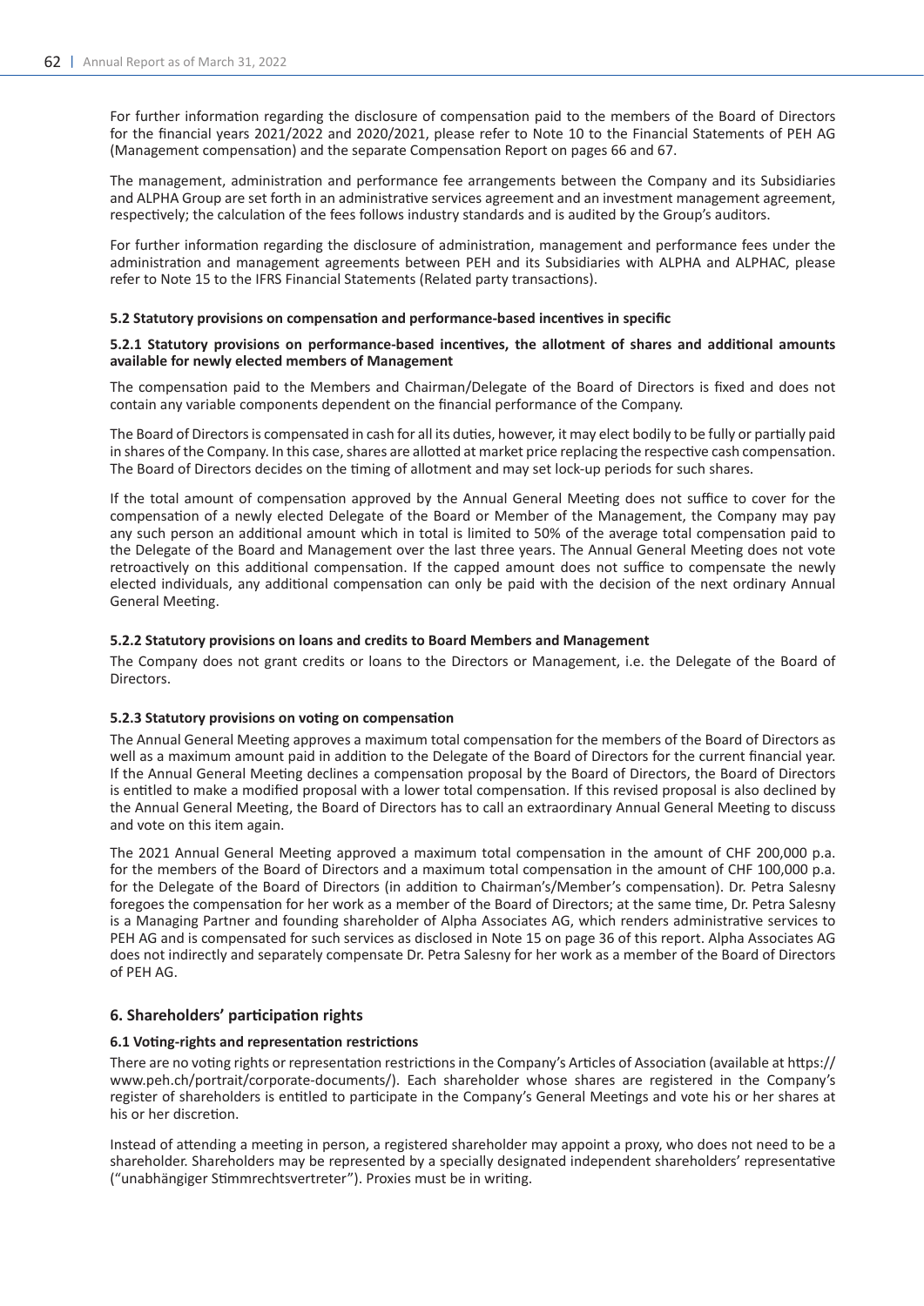For further information regarding the disclosure of compensation paid to the members of the Board of Directors for the financial years 2021/2022 and 2020/2021, please refer to Note 10 to the Financial Statements of PEH AG (Management compensation) and the separate Compensation Report on pages 66 and 67.

The management, administration and performance fee arrangements between the Company and its Subsidiaries and ALPHA Group are set forth in an administrative services agreement and an investment management agreement, respectively; the calculation of the fees follows industry standards and is audited by the Group's auditors.

For further information regarding the disclosure of administration, management and performance fees under the administration and management agreements between PEH and its Subsidiaries with ALPHA and ALPHAC, please refer to Note 15 to the IFRS Financial Statements (Related party transactions).

### 5.2 Statutory provisions on compensation and performance-based incentives in specific

#### 5.2.1 Statutory provisions on performance-based incentives, the allotment of shares and additional amounts available for newly elected members of Management

The compensation paid to the Members and Chairman/Delegate of the Board of Directors is fixed and does not contain any variable components dependent on the financial performance of the Company.

The Board of Directors is compensated in cash for all its duties, however, it may elect bodily to be fully or partially paid in shares of the Company. In this case, shares are allotted at market price replacing the respective cash compensation. The Board of Directors decides on the timing of allotment and may set lock-up periods for such shares.

If the total amount of compensation approved by the Annual General Meeting does not suffice to cover for the compensation of a newly elected Delegate of the Board or Member of the Management, the Company may pay any such person an additional amount which in total is limited to 50% of the average total compensation paid to the Delegate of the Board and Management over the last three years. The Annual General Meeting does not vote retroactively on this additional compensation. If the capped amount does not suffice to compensate the newly elected individuals, any additional compensation can only be paid with the decision of the next ordinary Annual General Meeting.

#### 5.2.2 Statutory provisions on loans and credits to Board Members and Management

The Company does not grant credits or loans to the Directors or Management, i.e. the Delegate of the Board of Directors.

#### 5.2.3 Statutory provisions on voting on compensation

The Annual General Meeting approves a maximum total compensation for the members of the Board of Directors as well as a maximum amount paid in addition to the Delegate of the Board of Directors for the current financial year. If the Annual General Meeting declines a compensation proposal by the Board of Directors, the Board of Directors is entitled to make a modified proposal with a lower total compensation. If this revised proposal is also declined by the Annual General Meeting, the Board of Directors has to call an extraordinary Annual General Meeting to discuss and vote on this item again.

The 2021 Annual General Meeting approved a maximum total compensation in the amount of CHF 200,000 p.a. for the members of the Board of Directors and a maximum total compensation in the amount of CHF 100,000 p.a. for the Delegate of the Board of Directors (in addition to Chairman's/Member's compensation). Dr. Petra Salesny foregoes the compensation for her work as a member of the Board of Directors; at the same time, Dr. Petra Salesny is a Managing Partner and founding shareholder of Alpha Associates AG, which renders administrative services to PEH AG and is compensated for such services as disclosed in Note 15 on page 36 of this report. Alpha Associates AG does not indirectly and separately compensate Dr. Petra Salesny for her work as a member of the Board of Directors of PEH AG.

## 6. Shareholders' participation rights

### 6.1 Voting-rights and representation restrictions

There are no voting rights or representation restrictions in the Company's Articles of Association (available at https://www.peh.ch/portrait/corporate-documents/). Each shareholder whose shares are registered in the Company's register of shareholders is entitled to participate in the Company's General Meetings and vote his or her shares at his or her discretion.

Instead of attending a meeting in person, a registered shareholder may appoint a proxy, who does not need to be a shareholder. Shareholders may be represented by a specially designated independent shareholders' representative ("unabhängiger Stimmrechtsvertreter"). Proxies must be in writing.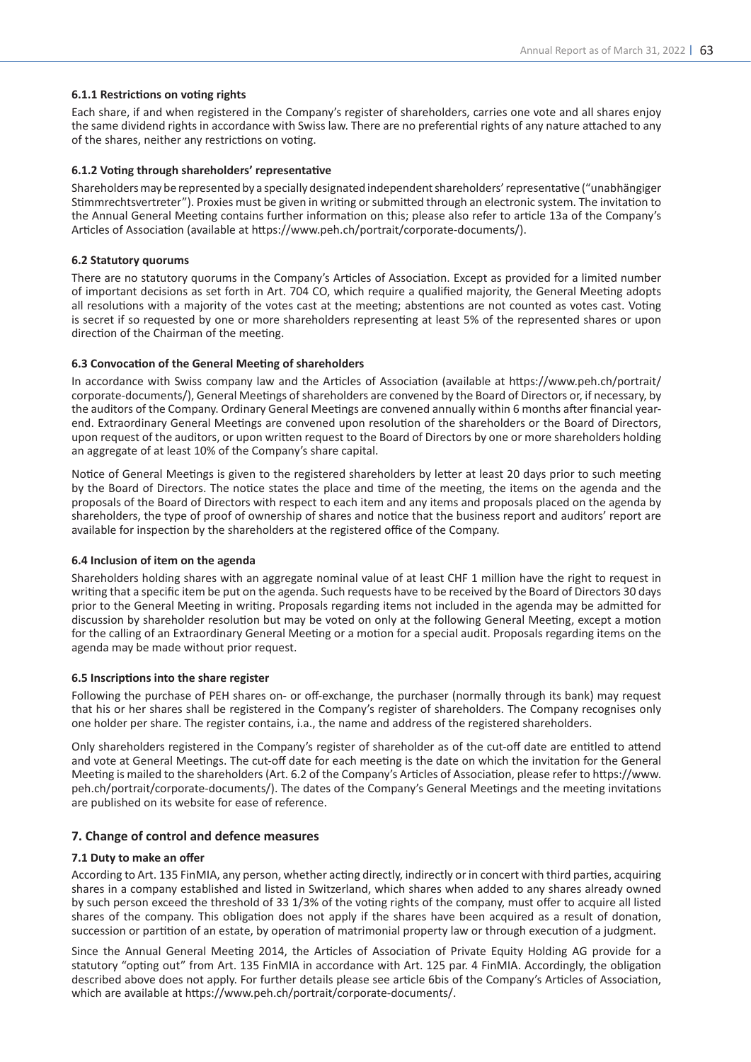#### 6.1.1 Restrictions on voting rights

Each share, if and when registered in the Company's register of shareholders, carries one vote and all shares enjoy the same dividend rights in accordance with Swiss law. There are no preferential rights of any nature attached to any of the shares, neither any restrictions on voting.

#### 6.1.2 Voting through shareholders' representative

Shareholders may be represented by a specially designated independent shareholders' representative ("unabhängiger Stimmrechtsvertreter"). Proxies must be given in writing or submitted through an electronic system. The invitation to the Annual General Meeting contains further information on this; please also refer to article 13a of the Company's Articles of Association (available at https://www.peh.ch/portrait/corporate-documents/).

### 6.2 Statutory quorums

There are no statutory quorums in the Company's Articles of Association. Except as provided for a limited number of important decisions as set forth in Art. 704 CO, which require a qualified majority, the General Meeting adopts all resolutions with a majority of the votes cast at the meeting; abstentions are not counted as votes cast. Voting is secret if so requested by one or more shareholders representing at least 5% of the represented shares or upon direction of the Chairman of the meeting.

### 6.3 Convocation of the General Meeting of shareholders

In accordance with Swiss company law and the Articles of Association (available at https://www.peh.ch/portrait/corporate-documents/), General Meetings of shareholders are convened by the Board of Directors or, if necessary, by the auditors of the Company. Ordinary General Meetings are convened annually within 6 months after financial year-end. Extraordinary General Meetings are convened upon resolution of the shareholders or the Board of Directors, upon request of the auditors, or upon written request to the Board of Directors by one or more shareholders holding an aggregate of at least 10% of the Company's share capital.

Notice of General Meetings is given to the registered shareholders by letter at least 20 days prior to such meeting by the Board of Directors. The notice states the place and time of the meeting, the items on the agenda and the proposals of the Board of Directors with respect to each item and any items and proposals placed on the agenda by shareholders, the type of proof of ownership of shares and notice that the business report and auditors' report are available for inspection by the shareholders at the registered office of the Company.

### 6.4 Inclusion of item on the agenda

Shareholders holding shares with an aggregate nominal value of at least CHF 1 million have the right to request in writing that a specific item be put on the agenda. Such requests have to be received by the Board of Directors 30 days prior to the General Meeting in writing. Proposals regarding items not included in the agenda may be admitted for discussion by shareholder resolution but may be voted on only at the following General Meeting, except a motion for the calling of an Extraordinary General Meeting or a motion for a special audit. Proposals regarding items on the agenda may be made without prior request.

### 6.5 Inscriptions into the share register

Following the purchase of PEH shares on- or off-exchange, the purchaser (normally through its bank) may request that his or her shares shall be registered in the Company's register of shareholders. The Company recognises only one holder per share. The register contains, i.a., the name and address of the registered shareholders.

Only shareholders registered in the Company's register of shareholder as of the cut-off date are entitled to attend and vote at General Meetings. The cut-off date for each meeting is the date on which the invitation for the General Meeting is mailed to the shareholders (Art. 6.2 of the Company's Articles of Association, please refer to https://www.peh.ch/portrait/corporate-documents/). The dates of the Company's General Meetings and the meeting invitations are published on its website for ease of reference.

## 7. Change of control and defence measures

### 7.1 Duty to make an offer

According to Art. 135 FinMIA, any person, whether acting directly, indirectly or in concert with third parties, acquiring shares in a company established and listed in Switzerland, which shares when added to any shares already owned by such person exceed the threshold of 33 1/3% of the voting rights of the company, must offer to acquire all listed shares of the company. This obligation does not apply if the shares have been acquired as a result of donation, succession or partition of an estate, by operation of matrimonial property law or through execution of a judgment.

Since the Annual General Meeting 2014, the Articles of Association of Private Equity Holding AG provide for a statutory "opting out" from Art. 135 FinMIA in accordance with Art. 125 par. 4 FinMIA. Accordingly, the obligation described above does not apply. For further details please see article 6bis of the Company's Articles of Association, which are available at https://www.peh.ch/portrait/corporate-documents/.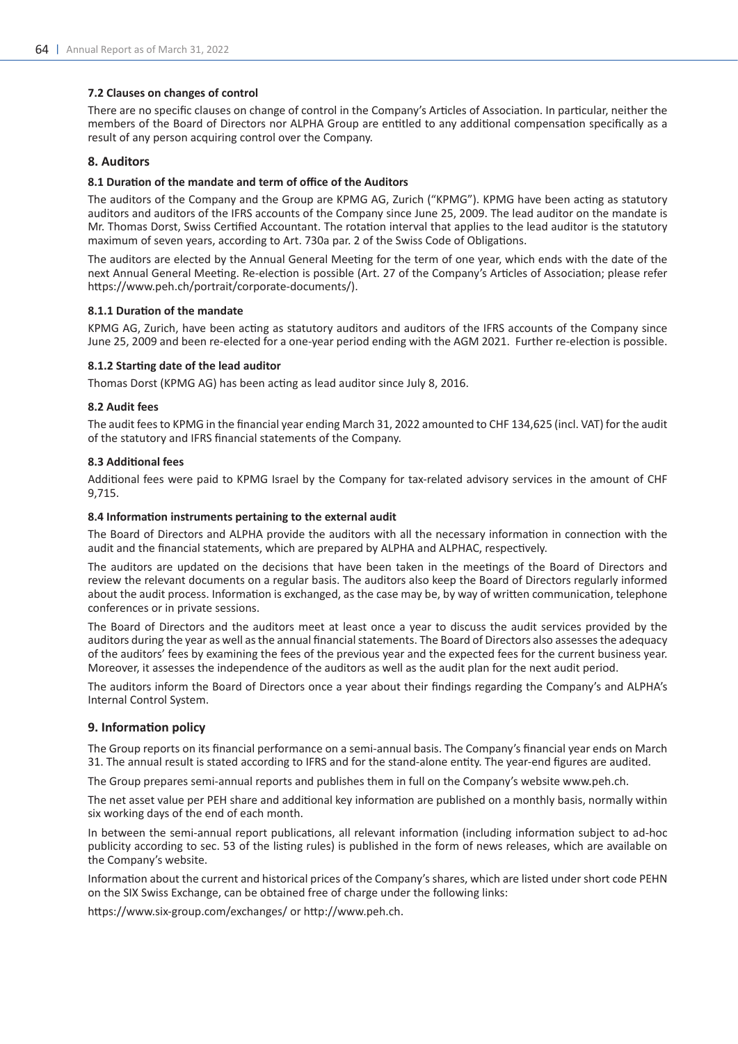### 7.2 Clauses on changes of control

There are no specific clauses on change of control in the Company's Articles of Association. In particular, neither the members of the Board of Directors nor ALPHA Group are entitled to any additional compensation specifically as a result of any person acquiring control over the Company.

## 8. Auditors

### 8.1 Duration of the mandate and term of office of the Auditors

The auditors of the Company and the Group are KPMG AG, Zurich ("KPMG"). KPMG have been acting as statutory auditors and auditors of the IFRS accounts of the Company since June 25, 2009. The lead auditor on the mandate is Mr. Thomas Dorst, Swiss Certified Accountant. The rotation interval that applies to the lead auditor is the statutory maximum of seven years, according to Art. 730a par. 2 of the Swiss Code of Obligations.

The auditors are elected by the Annual General Meeting for the term of one year, which ends with the date of the next Annual General Meeting. Re-election is possible (Art. 27 of the Company's Articles of Association; please refer https://www.peh.ch/portrait/corporate-documents/).

#### 8.1.1 Duration of the mandate

KPMG AG, Zurich, have been acting as statutory auditors and auditors of the IFRS accounts of the Company since June 25, 2009 and been re-elected for a one-year period ending with the AGM 2021. Further re-election is possible.

#### 8.1.2 Starting date of the lead auditor

Thomas Dorst (KPMG AG) has been acting as lead auditor since July 8, 2016.

### 8.2 Audit fees

The audit fees to KPMG in the financial year ending March 31, 2022 amounted to CHF 134,625 (incl. VAT) for the audit of the statutory and IFRS financial statements of the Company.

### 8.3 Additional fees

Additional fees were paid to KPMG Israel by the Company for tax-related advisory services in the amount of CHF 9,715.

### 8.4 Information instruments pertaining to the external audit

The Board of Directors and ALPHA provide the auditors with all the necessary information in connection with the audit and the financial statements, which are prepared by ALPHA and ALPHAC, respectively.

The auditors are updated on the decisions that have been taken in the meetings of the Board of Directors and review the relevant documents on a regular basis. The auditors also keep the Board of Directors regularly informed about the audit process. Information is exchanged, as the case may be, by way of written communication, telephone conferences or in private sessions.

The Board of Directors and the auditors meet at least once a year to discuss the audit services provided by the auditors during the year as well as the annual financial statements. The Board of Directors also assesses the adequacy of the auditors' fees by examining the fees of the previous year and the expected fees for the current business year. Moreover, it assesses the independence of the auditors as well as the audit plan for the next audit period.

The auditors inform the Board of Directors once a year about their findings regarding the Company's and ALPHA's Internal Control System.

## 9. Information policy

The Group reports on its financial performance on a semi-annual basis. The Company's financial year ends on March 31. The annual result is stated according to IFRS and for the stand-alone entity. The year-end figures are audited.

The Group prepares semi-annual reports and publishes them in full on the Company's website www.peh.ch.

The net asset value per PEH share and additional key information are published on a monthly basis, normally within six working days of the end of each month.

In between the semi-annual report publications, all relevant information (including information subject to ad-hoc publicity according to sec. 53 of the listing rules) is published in the form of news releases, which are available on the Company's website.

Information about the current and historical prices of the Company's shares, which are listed under short code PEHN on the SIX Swiss Exchange, can be obtained free of charge under the following links:

https://www.six-group.com/exchanges/ or http://www.peh.ch.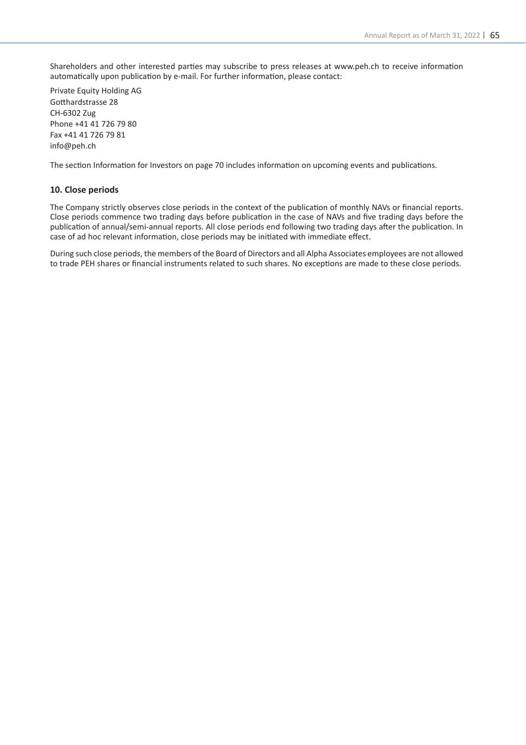Shareholders and other interested parties may subscribe to press releases at www.peh.ch to receive information automatically upon publication by e-mail. For further information, please contact:

Private Equity Holding AG
Gotthardstrasse 28
CH-6302 Zug
Phone +41 41 726 79 80
Fax +41 41 726 79 81
info@peh.ch

The section Information for Investors on page 70 includes information on upcoming events and publications.

### 10. Close periods

The Company strictly observes close periods in the context of the publication of monthly NAVs or financial reports. Close periods commence two trading days before publication in the case of NAVs and five trading days before the publication of annual/semi-annual reports. All close periods end following two trading days after the publication. In case of ad hoc relevant information, close periods may be initiated with immediate effect.

During such close periods, the members of the Board of Directors and all Alpha Associates employees are not allowed to trade PEH shares or financial instruments related to such shares. No exceptions are made to these close periods.